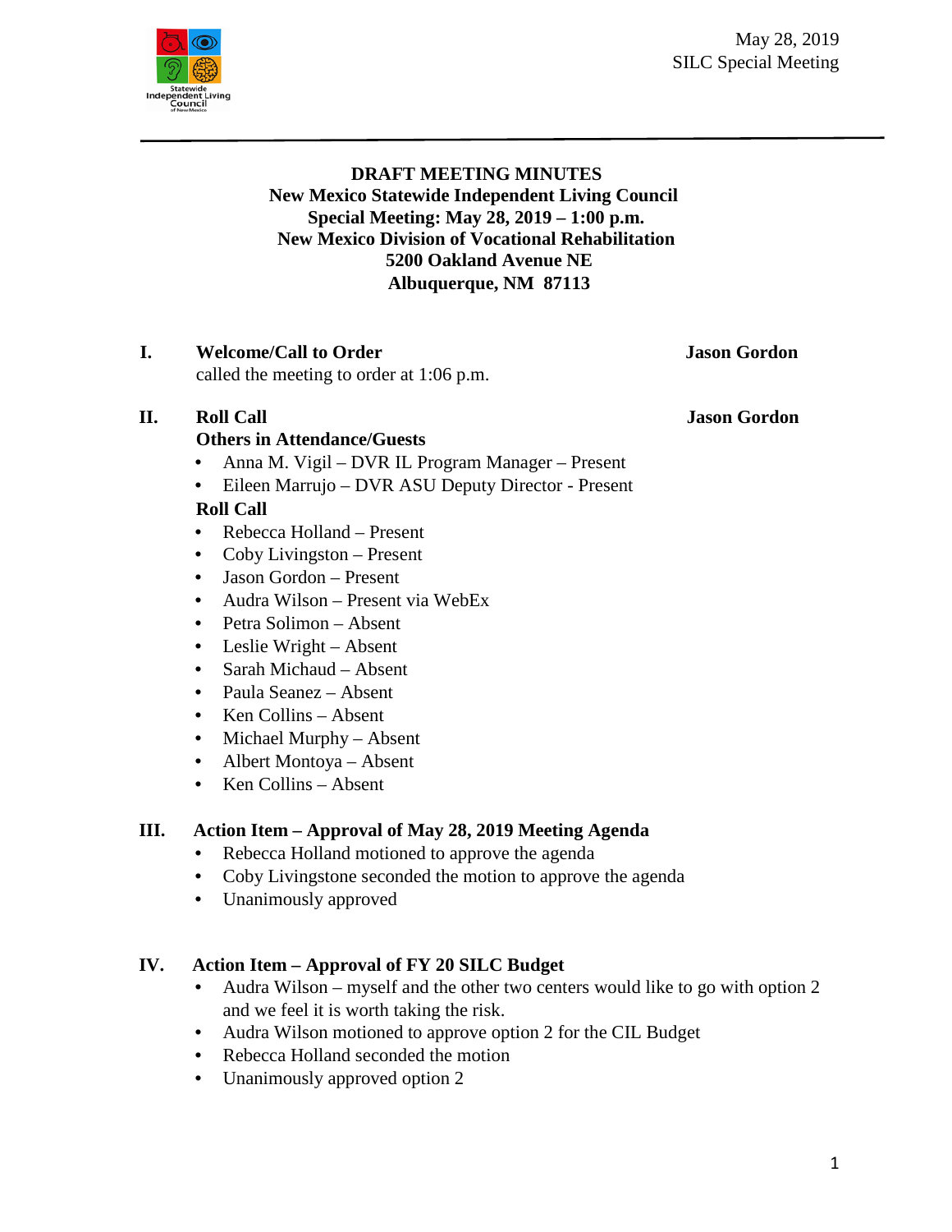May 28, 2019
SILC Special Meeting

**DRAFT MEETING MINUTES**
**New Mexico Statewide Independent Living Council**
**Special Meeting: May 28, 2019 – 1:00 p.m.**
**New Mexico Division of Vocational Rehabilitation**
**5200 Oakland Avenue NE**
**Albuquerque, NM 87113**

## I. Welcome/Call to Order — Jason Gordon

called the meeting to order at 1:06 p.m.

## II. Roll Call — Jason Gordon

**Others in Attendance/Guests**

- Anna M. Vigil – DVR IL Program Manager – Present
- Eileen Marrujo – DVR ASU Deputy Director - Present

**Roll Call**

- Rebecca Holland – Present
- Coby Livingston – Present
- Jason Gordon – Present
- Audra Wilson – Present via WebEx
- Petra Solimon – Absent
- Leslie Wright – Absent
- Sarah Michaud – Absent
- Paula Seanez – Absent
- Ken Collins – Absent
- Michael Murphy – Absent
- Albert Montoya – Absent
- Ken Collins – Absent

## III. Action Item – Approval of May 28, 2019 Meeting Agenda

- Rebecca Holland motioned to approve the agenda
- Coby Livingstone seconded the motion to approve the agenda
- Unanimously approved

## IV. Action Item – Approval of FY 20 SILC Budget

- Audra Wilson – myself and the other two centers would like to go with option 2 and we feel it is worth taking the risk.
- Audra Wilson motioned to approve option 2 for the CIL Budget
- Rebecca Holland seconded the motion
- Unanimously approved option 2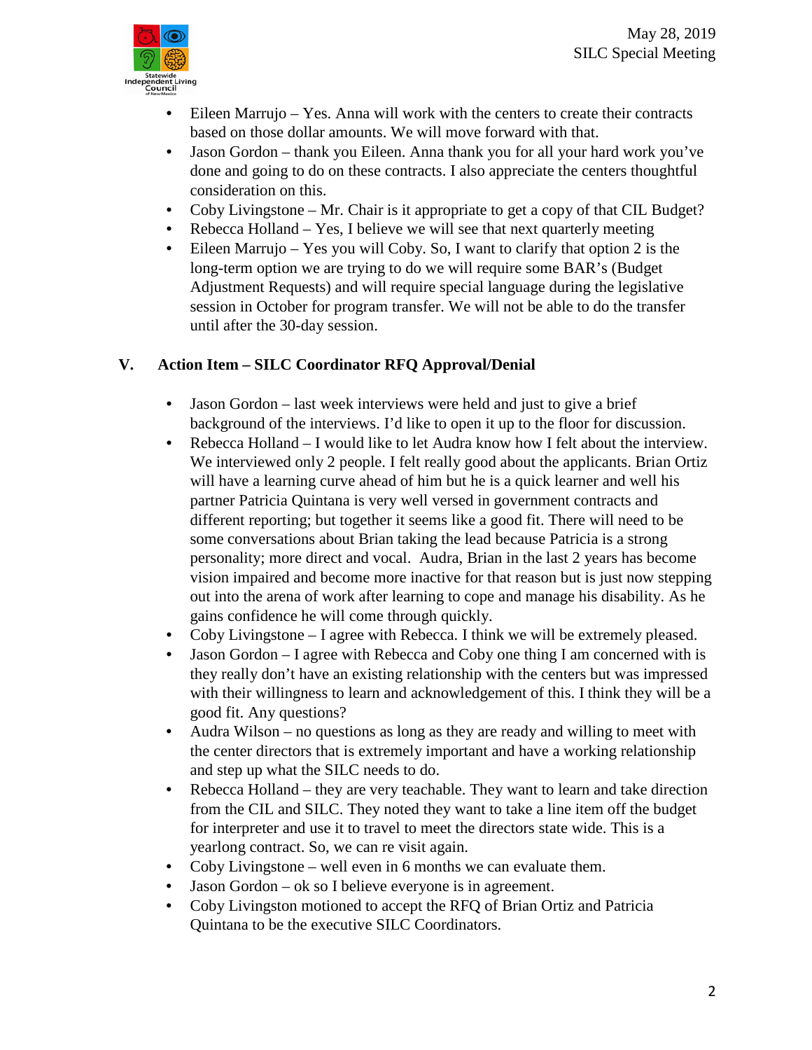- Eileen Marrujo – Yes. Anna will work with the centers to create their contracts based on those dollar amounts. We will move forward with that.
- Jason Gordon – thank you Eileen. Anna thank you for all your hard work you've done and going to do on these contracts. I also appreciate the centers thoughtful consideration on this.
- Coby Livingstone – Mr. Chair is it appropriate to get a copy of that CIL Budget?
- Rebecca Holland – Yes, I believe we will see that next quarterly meeting
- Eileen Marrujo – Yes you will Coby. So, I want to clarify that option 2 is the long-term option we are trying to do we will require some BAR's (Budget Adjustment Requests) and will require special language during the legislative session in October for program transfer. We will not be able to do the transfer until after the 30-day session.

## V. Action Item – SILC Coordinator RFQ Approval/Denial

- Jason Gordon – last week interviews were held and just to give a brief background of the interviews. I'd like to open it up to the floor for discussion.
- Rebecca Holland – I would like to let Audra know how I felt about the interview. We interviewed only 2 people. I felt really good about the applicants. Brian Ortiz will have a learning curve ahead of him but he is a quick learner and well his partner Patricia Quintana is very well versed in government contracts and different reporting; but together it seems like a good fit. There will need to be some conversations about Brian taking the lead because Patricia is a strong personality; more direct and vocal. Audra, Brian in the last 2 years has become vision impaired and become more inactive for that reason but is just now stepping out into the arena of work after learning to cope and manage his disability. As he gains confidence he will come through quickly.
- Coby Livingstone – I agree with Rebecca. I think we will be extremely pleased.
- Jason Gordon – I agree with Rebecca and Coby one thing I am concerned with is they really don't have an existing relationship with the centers but was impressed with their willingness to learn and acknowledgement of this. I think they will be a good fit. Any questions?
- Audra Wilson – no questions as long as they are ready and willing to meet with the center directors that is extremely important and have a working relationship and step up what the SILC needs to do.
- Rebecca Holland – they are very teachable. They want to learn and take direction from the CIL and SILC. They noted they want to take a line item off the budget for interpreter and use it to travel to meet the directors state wide. This is a yearlong contract. So, we can re visit again.
- Coby Livingstone – well even in 6 months we can evaluate them.
- Jason Gordon – ok so I believe everyone is in agreement.
- Coby Livingston motioned to accept the RFQ of Brian Ortiz and Patricia Quintana to be the executive SILC Coordinators.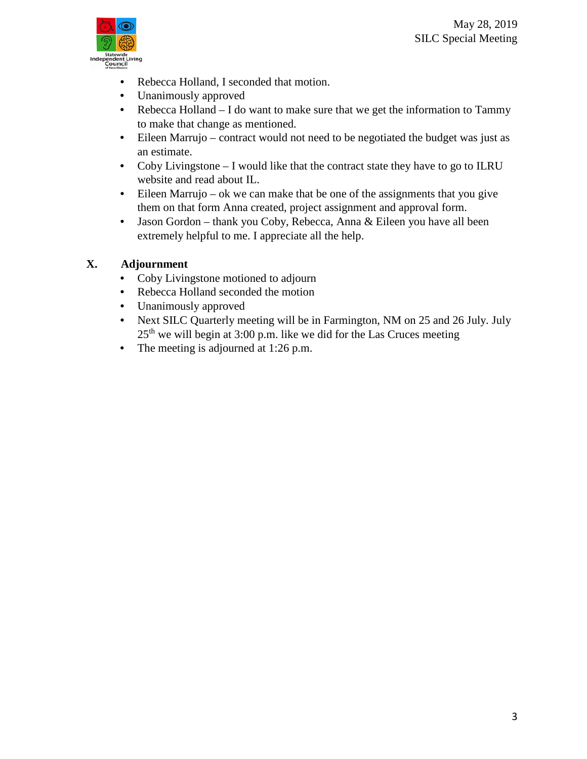- Rebecca Holland, I seconded that motion.
- Unanimously approved
- Rebecca Holland – I do want to make sure that we get the information to Tammy to make that change as mentioned.
- Eileen Marrujo – contract would not need to be negotiated the budget was just as an estimate.
- Coby Livingstone – I would like that the contract state they have to go to ILRU website and read about IL.
- Eileen Marrujo – ok we can make that be one of the assignments that you give them on that form Anna created, project assignment and approval form.
- Jason Gordon – thank you Coby, Rebecca, Anna & Eileen you have all been extremely helpful to me. I appreciate all the help.

## X. Adjournment

- Coby Livingstone motioned to adjourn
- Rebecca Holland seconded the motion
- Unanimously approved
- Next SILC Quarterly meeting will be in Farmington, NM on 25 and 26 July. July 25th we will begin at 3:00 p.m. like we did for the Las Cruces meeting
- The meeting is adjourned at 1:26 p.m.